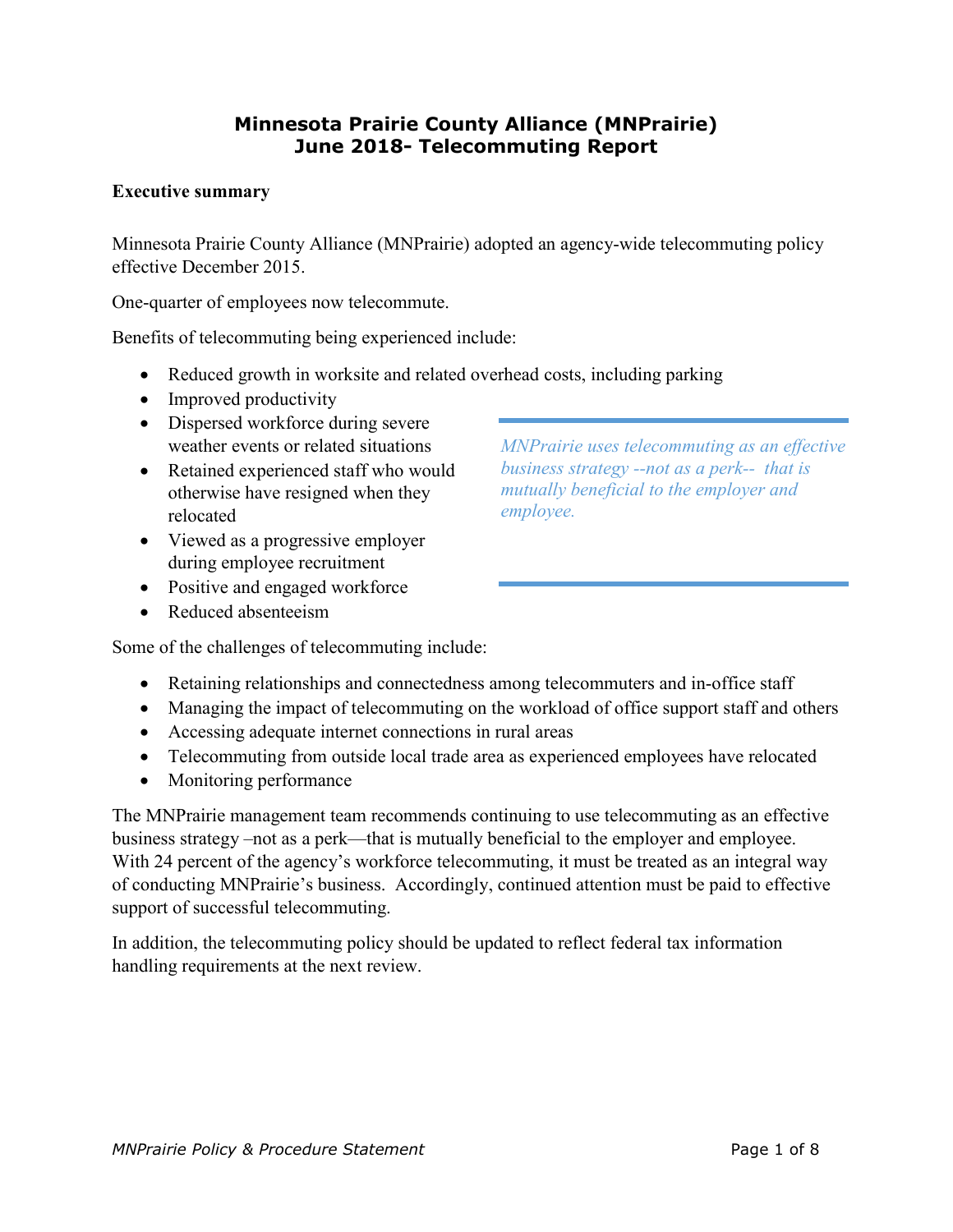# Minnesota Prairie County Alliance (MNPrairie)
# June 2018- Telecommuting Report

**Executive summary**

Minnesota Prairie County Alliance (MNPrairie) adopted an agency-wide telecommuting policy effective December 2015.

One-quarter of employees now telecommute.

Benefits of telecommuting being experienced include:

- Reduced growth in worksite and related overhead costs, including parking
- Improved productivity
- Dispersed workforce during severe weather events or related situations
- Retained experienced staff who would otherwise have resigned when they relocated
- Viewed as a progressive employer during employee recruitment
- Positive and engaged workforce
- Reduced absenteeism

*MNPrairie uses telecommuting as an effective business strategy --not as a perk-- that is mutually beneficial to the employer and employee.*

Some of the challenges of telecommuting include:

- Retaining relationships and connectedness among telecommuters and in-office staff
- Managing the impact of telecommuting on the workload of office support staff and others
- Accessing adequate internet connections in rural areas
- Telecommuting from outside local trade area as experienced employees have relocated
- Monitoring performance

The MNPrairie management team recommends continuing to use telecommuting as an effective business strategy –not as a perk—that is mutually beneficial to the employer and employee. With 24 percent of the agency's workforce telecommuting, it must be treated as an integral way of conducting MNPrairie's business. Accordingly, continued attention must be paid to effective support of successful telecommuting.

In addition, the telecommuting policy should be updated to reflect federal tax information handling requirements at the next review.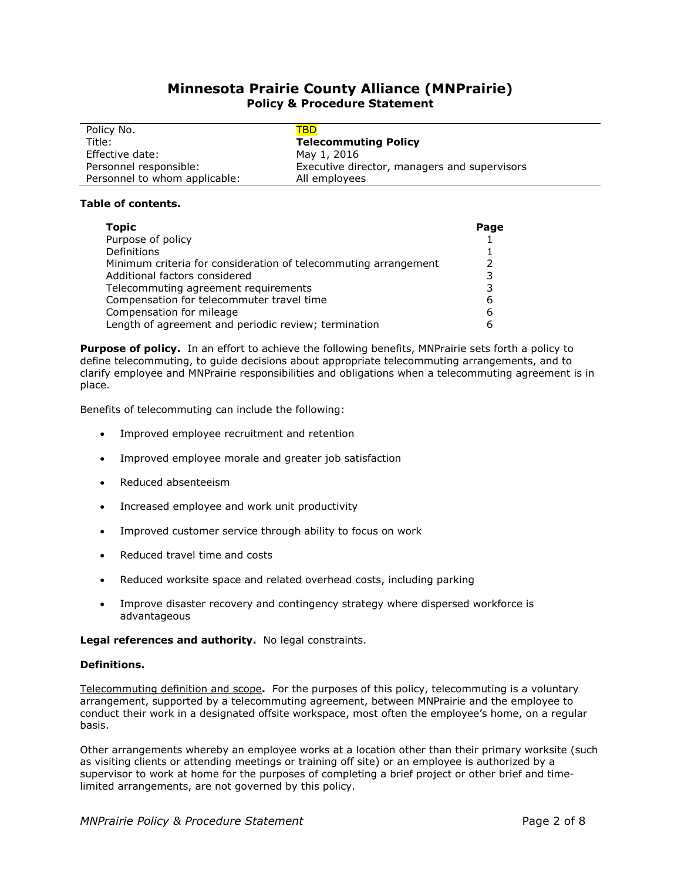# Minnesota Prairie County Alliance (MNPrairie)
## Policy & Procedure Statement

| | |
|---|---|
| Policy No. | TBD |
| Title: | **Telecommuting Policy** |
| Effective date: | May 1, 2016 |
| Personnel responsible: | Executive director, managers and supervisors |
| Personnel to whom applicable: | All employees |

**Table of contents.**

| Topic | Page |
|---|---|
| Purpose of policy | 1 |
| Definitions | 1 |
| Minimum criteria for consideration of telecommuting arrangement | 2 |
| Additional factors considered | 3 |
| Telecommuting agreement requirements | 3 |
| Compensation for telecommuter travel time | 6 |
| Compensation for mileage | 6 |
| Length of agreement and periodic review; termination | 6 |

**Purpose of policy.** In an effort to achieve the following benefits, MNPrairie sets forth a policy to define telecommuting, to guide decisions about appropriate telecommuting arrangements, and to clarify employee and MNPrairie responsibilities and obligations when a telecommuting agreement is in place.

Benefits of telecommuting can include the following:

- Improved employee recruitment and retention
- Improved employee morale and greater job satisfaction
- Reduced absenteeism
- Increased employee and work unit productivity
- Improved customer service through ability to focus on work
- Reduced travel time and costs
- Reduced worksite space and related overhead costs, including parking
- Improve disaster recovery and contingency strategy where dispersed workforce is advantageous

**Legal references and authority.** No legal constraints.

**Definitions.**

Telecommuting definition and scope**.** For the purposes of this policy, telecommuting is a voluntary arrangement, supported by a telecommuting agreement, between MNPrairie and the employee to conduct their work in a designated offsite workspace, most often the employee's home, on a regular basis.

Other arrangements whereby an employee works at a location other than their primary worksite (such as visiting clients or attending meetings or training off site) or an employee is authorized by a supervisor to work at home for the purposes of completing a brief project or other brief and time-limited arrangements, are not governed by this policy.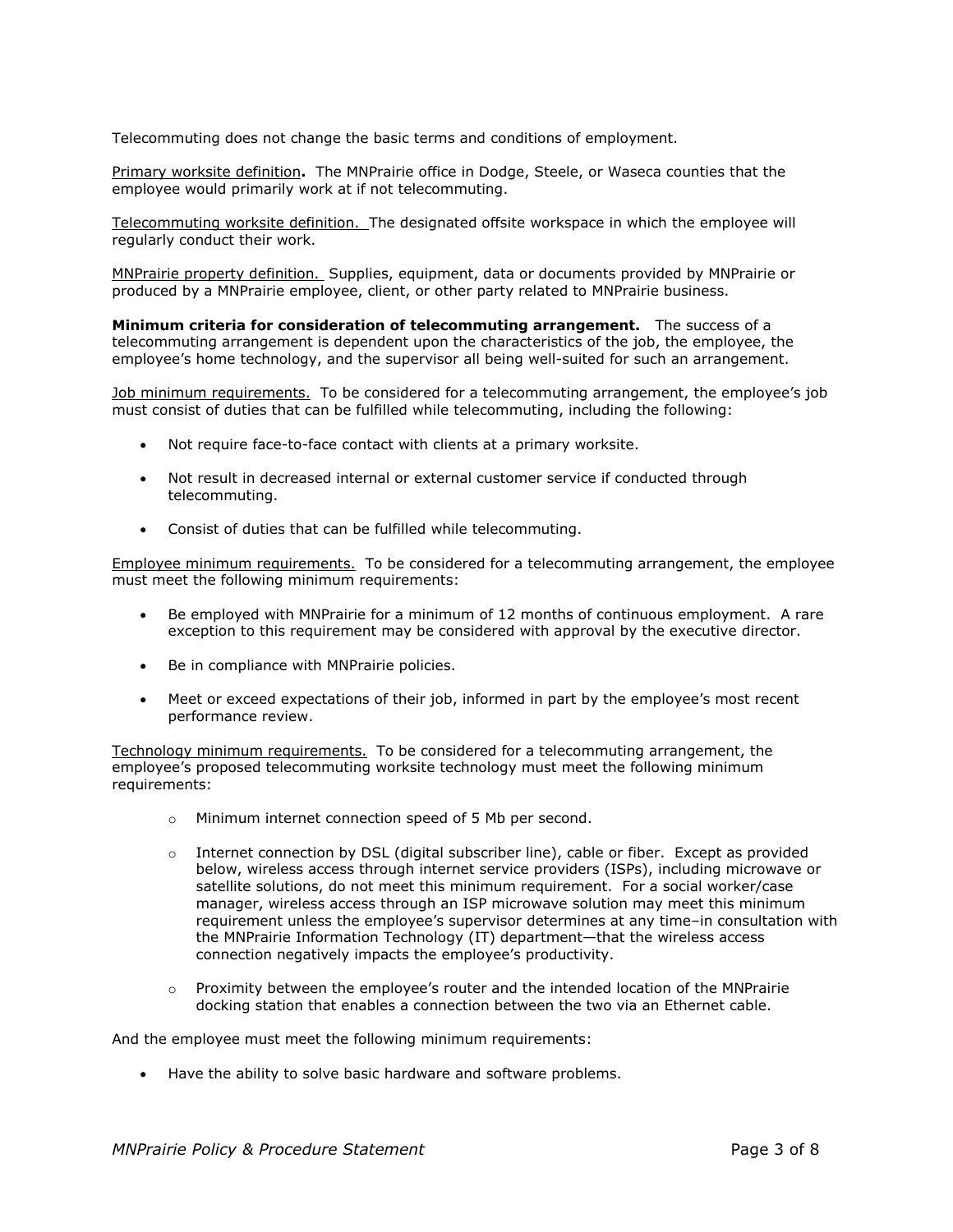Telecommuting does not change the basic terms and conditions of employment.

Primary worksite definition**.** The MNPrairie office in Dodge, Steele, or Waseca counties that the employee would primarily work at if not telecommuting.

Telecommuting worksite definition. The designated offsite workspace in which the employee will regularly conduct their work.

MNPrairie property definition. Supplies, equipment, data or documents provided by MNPrairie or produced by a MNPrairie employee, client, or other party related to MNPrairie business.

**Minimum criteria for consideration of telecommuting arrangement.** The success of a telecommuting arrangement is dependent upon the characteristics of the job, the employee, the employee's home technology, and the supervisor all being well-suited for such an arrangement.

Job minimum requirements. To be considered for a telecommuting arrangement, the employee's job must consist of duties that can be fulfilled while telecommuting, including the following:

- Not require face-to-face contact with clients at a primary worksite.
- Not result in decreased internal or external customer service if conducted through telecommuting.
- Consist of duties that can be fulfilled while telecommuting.

Employee minimum requirements. To be considered for a telecommuting arrangement, the employee must meet the following minimum requirements:

- Be employed with MNPrairie for a minimum of 12 months of continuous employment. A rare exception to this requirement may be considered with approval by the executive director.
- Be in compliance with MNPrairie policies.
- Meet or exceed expectations of their job, informed in part by the employee's most recent performance review.

Technology minimum requirements. To be considered for a telecommuting arrangement, the employee's proposed telecommuting worksite technology must meet the following minimum requirements:

- Minimum internet connection speed of 5 Mb per second.
- Internet connection by DSL (digital subscriber line), cable or fiber. Except as provided below, wireless access through internet service providers (ISPs), including microwave or satellite solutions, do not meet this minimum requirement. For a social worker/case manager, wireless access through an ISP microwave solution may meet this minimum requirement unless the employee's supervisor determines at any time–in consultation with the MNPrairie Information Technology (IT) department—that the wireless access connection negatively impacts the employee's productivity.
- Proximity between the employee's router and the intended location of the MNPrairie docking station that enables a connection between the two via an Ethernet cable.

And the employee must meet the following minimum requirements:

- Have the ability to solve basic hardware and software problems.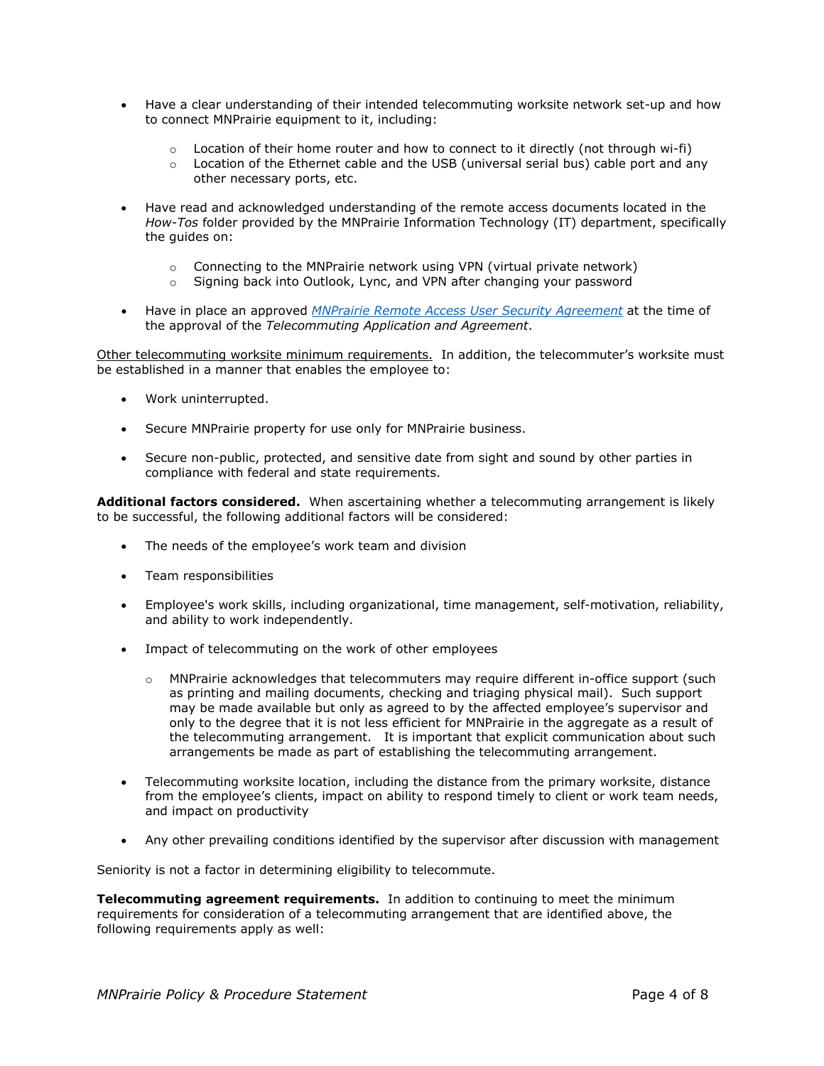- Have a clear understanding of their intended telecommuting worksite network set-up and how to connect MNPrairie equipment to it, including:
  - Location of their home router and how to connect to it directly (not through wi-fi)
  - Location of the Ethernet cable and the USB (universal serial bus) cable port and any other necessary ports, etc.

- Have read and acknowledged understanding of the remote access documents located in the *How-Tos* folder provided by the MNPrairie Information Technology (IT) department, specifically the guides on:
  - Connecting to the MNPrairie network using VPN (virtual private network)
  - Signing back into Outlook, Lync, and VPN after changing your password

- Have in place an approved *MNPrairie Remote Access User Security Agreement* at the time of the approval of the *Telecommuting Application and Agreement*.

Other telecommuting worksite minimum requirements. In addition, the telecommuter's worksite must be established in a manner that enables the employee to:

- Work uninterrupted.

- Secure MNPrairie property for use only for MNPrairie business.

- Secure non-public, protected, and sensitive date from sight and sound by other parties in compliance with federal and state requirements.

**Additional factors considered.** When ascertaining whether a telecommuting arrangement is likely to be successful, the following additional factors will be considered:

- The needs of the employee's work team and division

- Team responsibilities

- Employee's work skills, including organizational, time management, self-motivation, reliability, and ability to work independently.

- Impact of telecommuting on the work of other employees
  - MNPrairie acknowledges that telecommuters may require different in-office support (such as printing and mailing documents, checking and triaging physical mail). Such support may be made available but only as agreed to by the affected employee's supervisor and only to the degree that it is not less efficient for MNPrairie in the aggregate as a result of the telecommuting arrangement. It is important that explicit communication about such arrangements be made as part of establishing the telecommuting arrangement.

- Telecommuting worksite location, including the distance from the primary worksite, distance from the employee's clients, impact on ability to respond timely to client or work team needs, and impact on productivity

- Any other prevailing conditions identified by the supervisor after discussion with management

Seniority is not a factor in determining eligibility to telecommute.

**Telecommuting agreement requirements.** In addition to continuing to meet the minimum requirements for consideration of a telecommuting arrangement that are identified above, the following requirements apply as well: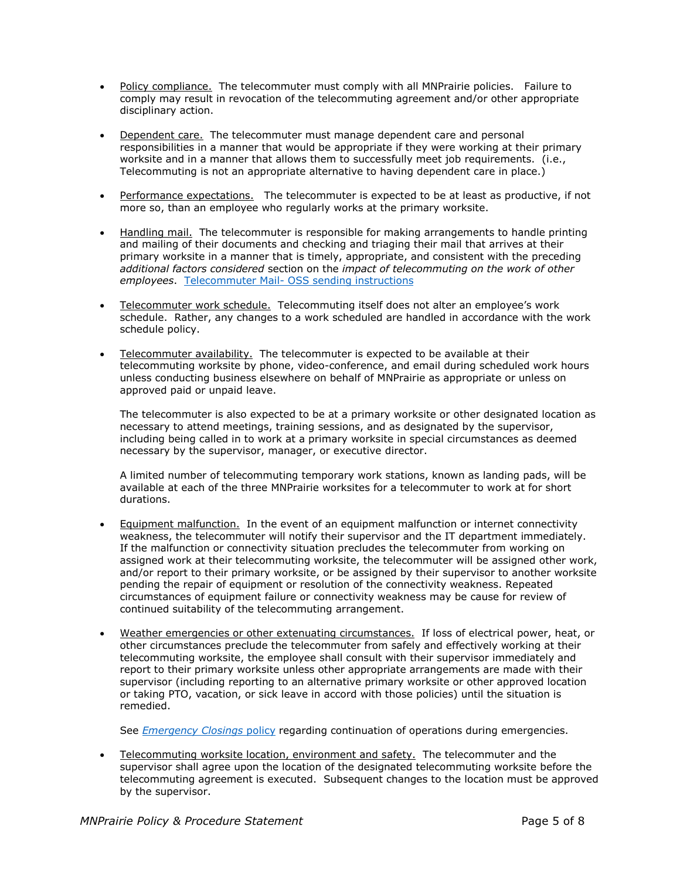- Policy compliance. The telecommuter must comply with all MNPrairie policies. Failure to comply may result in revocation of the telecommuting agreement and/or other appropriate disciplinary action.

- Dependent care. The telecommuter must manage dependent care and personal responsibilities in a manner that would be appropriate if they were working at their primary worksite and in a manner that allows them to successfully meet job requirements. (i.e., Telecommuting is not an appropriate alternative to having dependent care in place.)

- Performance expectations. The telecommuter is expected to be at least as productive, if not more so, than an employee who regularly works at the primary worksite.

- Handling mail. The telecommuter is responsible for making arrangements to handle printing and mailing of their documents and checking and triaging their mail that arrives at their primary worksite in a manner that is timely, appropriate, and consistent with the preceding *additional factors considered* section on the *impact of telecommuting on the work of other employees*. Telecommuter Mail- OSS sending instructions

- Telecommuter work schedule. Telecommuting itself does not alter an employee's work schedule. Rather, any changes to a work scheduled are handled in accordance with the work schedule policy.

- Telecommuter availability. The telecommuter is expected to be available at their telecommuting worksite by phone, video-conference, and email during scheduled work hours unless conducting business elsewhere on behalf of MNPrairie as appropriate or unless on approved paid or unpaid leave.

  The telecommuter is also expected to be at a primary worksite or other designated location as necessary to attend meetings, training sessions, and as designated by the supervisor, including being called in to work at a primary worksite in special circumstances as deemed necessary by the supervisor, manager, or executive director.

  A limited number of telecommuting temporary work stations, known as landing pads, will be available at each of the three MNPrairie worksites for a telecommuter to work at for short durations.

- Equipment malfunction. In the event of an equipment malfunction or internet connectivity weakness, the telecommuter will notify their supervisor and the IT department immediately. If the malfunction or connectivity situation precludes the telecommuter from working on assigned work at their telecommuting worksite, the telecommuter will be assigned other work, and/or report to their primary worksite, or be assigned by their supervisor to another worksite pending the repair of equipment or resolution of the connectivity weakness. Repeated circumstances of equipment failure or connectivity weakness may be cause for review of continued suitability of the telecommuting arrangement.

- Weather emergencies or other extenuating circumstances. If loss of electrical power, heat, or other circumstances preclude the telecommuter from safely and effectively working at their telecommuting worksite, the employee shall consult with their supervisor immediately and report to their primary worksite unless other appropriate arrangements are made with their supervisor (including reporting to an alternative primary worksite or other approved location or taking PTO, vacation, or sick leave in accord with those policies) until the situation is remedied.

  See *Emergency Closings* policy regarding continuation of operations during emergencies.

- Telecommuting worksite location, environment and safety. The telecommuter and the supervisor shall agree upon the location of the designated telecommuting worksite before the telecommuting agreement is executed. Subsequent changes to the location must be approved by the supervisor.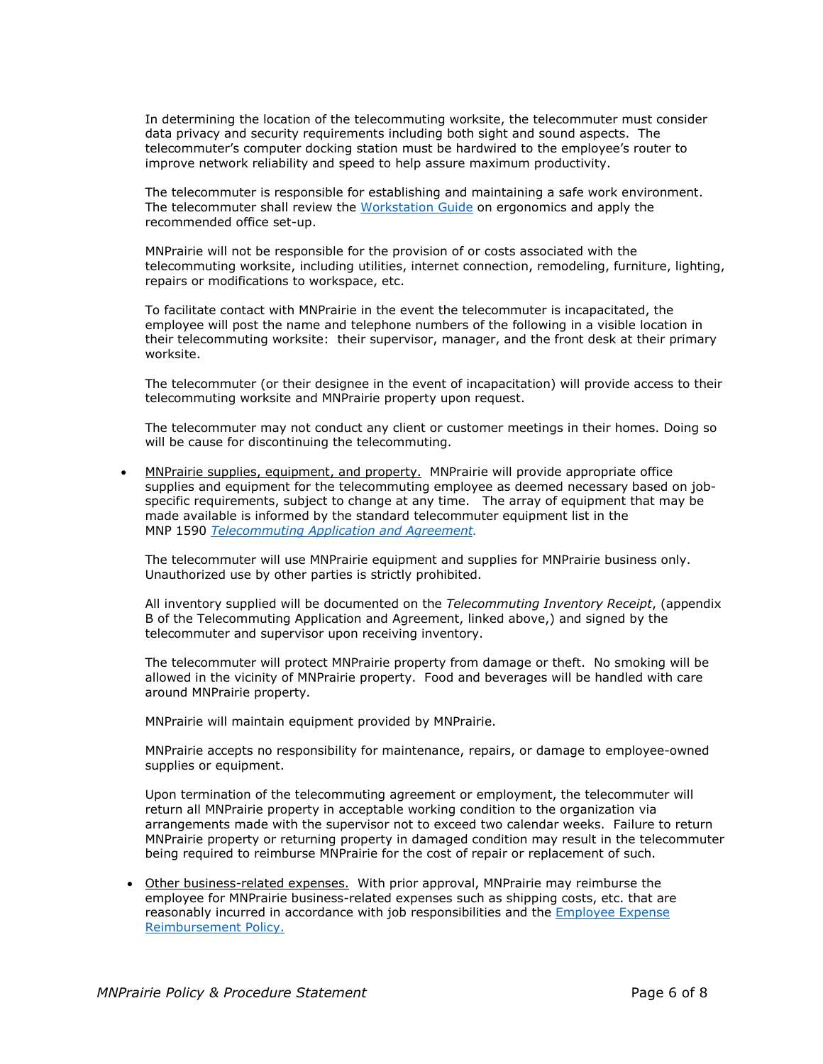In determining the location of the telecommuting worksite, the telecommuter must consider data privacy and security requirements including both sight and sound aspects. The telecommuter's computer docking station must be hardwired to the employee's router to improve network reliability and speed to help assure maximum productivity.

The telecommuter is responsible for establishing and maintaining a safe work environment. The telecommuter shall review the Workstation Guide on ergonomics and apply the recommended office set-up.

MNPrairie will not be responsible for the provision of or costs associated with the telecommuting worksite, including utilities, internet connection, remodeling, furniture, lighting, repairs or modifications to workspace, etc.

To facilitate contact with MNPrairie in the event the telecommuter is incapacitated, the employee will post the name and telephone numbers of the following in a visible location in their telecommuting worksite: their supervisor, manager, and the front desk at their primary worksite.

The telecommuter (or their designee in the event of incapacitation) will provide access to their telecommuting worksite and MNPrairie property upon request.

The telecommuter may not conduct any client or customer meetings in their homes. Doing so will be cause for discontinuing the telecommuting.

- MNPrairie supplies, equipment, and property. MNPrairie will provide appropriate office supplies and equipment for the telecommuting employee as deemed necessary based on job-specific requirements, subject to change at any time. The array of equipment that may be made available is informed by the standard telecommuter equipment list in the MNP 1590 *Telecommuting Application and Agreement*.

  The telecommuter will use MNPrairie equipment and supplies for MNPrairie business only. Unauthorized use by other parties is strictly prohibited.

  All inventory supplied will be documented on the *Telecommuting Inventory Receipt*, (appendix B of the Telecommuting Application and Agreement, linked above,) and signed by the telecommuter and supervisor upon receiving inventory.

  The telecommuter will protect MNPrairie property from damage or theft. No smoking will be allowed in the vicinity of MNPrairie property. Food and beverages will be handled with care around MNPrairie property.

  MNPrairie will maintain equipment provided by MNPrairie.

  MNPrairie accepts no responsibility for maintenance, repairs, or damage to employee-owned supplies or equipment.

  Upon termination of the telecommuting agreement or employment, the telecommuter will return all MNPrairie property in acceptable working condition to the organization via arrangements made with the supervisor not to exceed two calendar weeks. Failure to return MNPrairie property or returning property in damaged condition may result in the telecommuter being required to reimburse MNPrairie for the cost of repair or replacement of such.

- Other business-related expenses. With prior approval, MNPrairie may reimburse the employee for MNPrairie business-related expenses such as shipping costs, etc. that are reasonably incurred in accordance with job responsibilities and the Employee Expense Reimbursement Policy.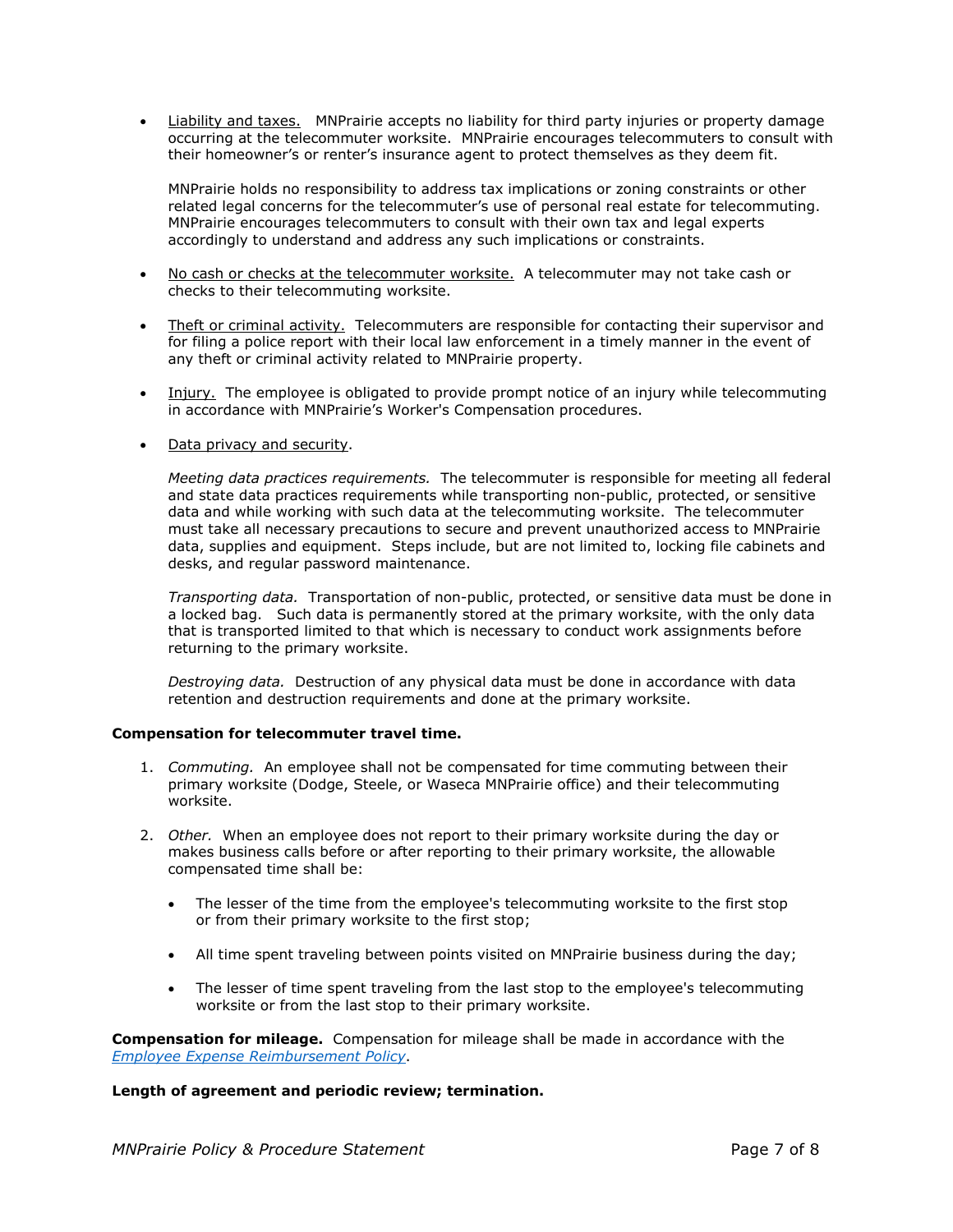- Liability and taxes. MNPrairie accepts no liability for third party injuries or property damage occurring at the telecommuter worksite. MNPrairie encourages telecommuters to consult with their homeowner's or renter's insurance agent to protect themselves as they deem fit.

  MNPrairie holds no responsibility to address tax implications or zoning constraints or other related legal concerns for the telecommuter's use of personal real estate for telecommuting. MNPrairie encourages telecommuters to consult with their own tax and legal experts accordingly to understand and address any such implications or constraints.

- No cash or checks at the telecommuter worksite. A telecommuter may not take cash or checks to their telecommuting worksite.

- Theft or criminal activity. Telecommuters are responsible for contacting their supervisor and for filing a police report with their local law enforcement in a timely manner in the event of any theft or criminal activity related to MNPrairie property.

- Injury. The employee is obligated to provide prompt notice of an injury while telecommuting in accordance with MNPrairie's Worker's Compensation procedures.

- Data privacy and security.

  *Meeting data practices requirements.* The telecommuter is responsible for meeting all federal and state data practices requirements while transporting non-public, protected, or sensitive data and while working with such data at the telecommuting worksite. The telecommuter must take all necessary precautions to secure and prevent unauthorized access to MNPrairie data, supplies and equipment. Steps include, but are not limited to, locking file cabinets and desks, and regular password maintenance.

  *Transporting data.* Transportation of non-public, protected, or sensitive data must be done in a locked bag. Such data is permanently stored at the primary worksite, with the only data that is transported limited to that which is necessary to conduct work assignments before returning to the primary worksite.

  *Destroying data.* Destruction of any physical data must be done in accordance with data retention and destruction requirements and done at the primary worksite.

**Compensation for telecommuter travel time.**

1. *Commuting.* An employee shall not be compensated for time commuting between their primary worksite (Dodge, Steele, or Waseca MNPrairie office) and their telecommuting worksite.

2. *Other.* When an employee does not report to their primary worksite during the day or makes business calls before or after reporting to their primary worksite, the allowable compensated time shall be:

   - The lesser of the time from the employee's telecommuting worksite to the first stop or from their primary worksite to the first stop;

   - All time spent traveling between points visited on MNPrairie business during the day;

   - The lesser of time spent traveling from the last stop to the employee's telecommuting worksite or from the last stop to their primary worksite.

**Compensation for mileage.** Compensation for mileage shall be made in accordance with the *Employee Expense Reimbursement Policy*.

**Length of agreement and periodic review; termination.**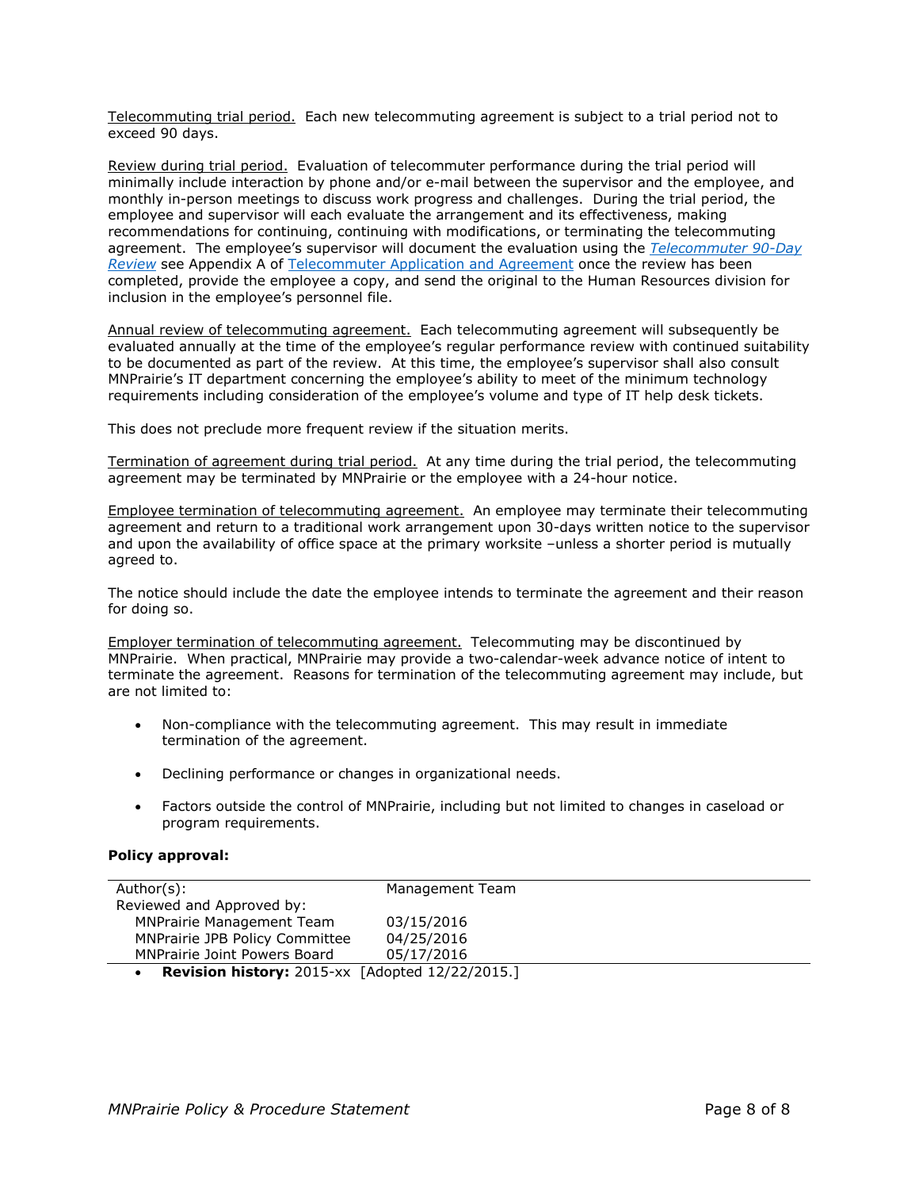<u>Telecommuting trial period.</u> Each new telecommuting agreement is subject to a trial period not to exceed 90 days.

<u>Review during trial period.</u> Evaluation of telecommuter performance during the trial period will minimally include interaction by phone and/or e-mail between the supervisor and the employee, and monthly in-person meetings to discuss work progress and challenges. During the trial period, the employee and supervisor will each evaluate the arrangement and its effectiveness, making recommendations for continuing, continuing with modifications, or terminating the telecommuting agreement. The employee's supervisor will document the evaluation using the [*Telecommuter 90-Day Review*] see Appendix A of [Telecommuter Application and Agreement] once the review has been completed, provide the employee a copy, and send the original to the Human Resources division for inclusion in the employee's personnel file.

<u>Annual review of telecommuting agreement.</u> Each telecommuting agreement will subsequently be evaluated annually at the time of the employee's regular performance review with continued suitability to be documented as part of the review. At this time, the employee's supervisor shall also consult MNPrairie's IT department concerning the employee's ability to meet of the minimum technology requirements including consideration of the employee's volume and type of IT help desk tickets.

This does not preclude more frequent review if the situation merits.

<u>Termination of agreement during trial period.</u> At any time during the trial period, the telecommuting agreement may be terminated by MNPrairie or the employee with a 24-hour notice.

<u>Employee termination of telecommuting agreement.</u> An employee may terminate their telecommuting agreement and return to a traditional work arrangement upon 30-days written notice to the supervisor and upon the availability of office space at the primary worksite –unless a shorter period is mutually agreed to.

The notice should include the date the employee intends to terminate the agreement and their reason for doing so.

<u>Employer termination of telecommuting agreement.</u> Telecommuting may be discontinued by MNPrairie. When practical, MNPrairie may provide a two-calendar-week advance notice of intent to terminate the agreement. Reasons for termination of the telecommuting agreement may include, but are not limited to:

- Non-compliance with the telecommuting agreement. This may result in immediate termination of the agreement.
- Declining performance or changes in organizational needs.
- Factors outside the control of MNPrairie, including but not limited to changes in caseload or program requirements.

**Policy approval:**

| Author(s): | Management Team |
|---|---|
| Reviewed and Approved by: | |
| MNPrairie Management Team | 03/15/2016 |
| MNPrairie JPB Policy Committee | 04/25/2016 |
| MNPrairie Joint Powers Board | 05/17/2016 |

- **Revision history:** 2015-xx [Adopted 12/22/2015.]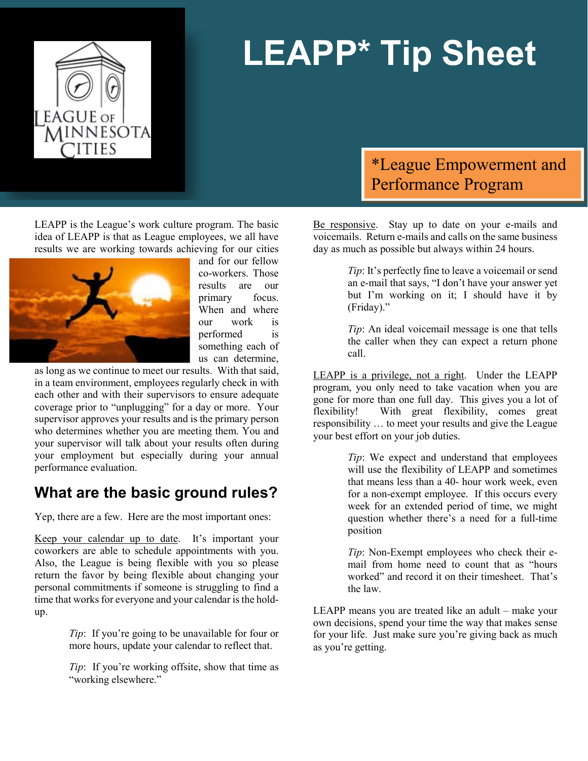# LEAPP* Tip Sheet

*League Empowerment and Performance Program

LEAPP is the League's work culture program. The basic idea of LEAPP is that as League employees, we all have results we are working towards achieving for our cities and for our fellow co-workers. Those results are our primary focus. When and where our work is performed is something each of us can determine, as long as we continue to meet our results. With that said, in a team environment, employees regularly check in with each other and with their supervisors to ensure adequate coverage prior to "unplugging" for a day or more. Your supervisor approves your results and is the primary person who determines whether you are meeting them. You and your supervisor will talk about your results often during your employment but especially during your annual performance evaluation.

## What are the basic ground rules?

Yep, there are a few. Here are the most important ones:

Keep your calendar up to date. It's important your coworkers are able to schedule appointments with you. Also, the League is being flexible with you so please return the favor by being flexible about changing your personal commitments if someone is struggling to find a time that works for everyone and your calendar is the hold-up.

> *Tip*: If you're going to be unavailable for four or more hours, update your calendar to reflect that.

> *Tip*: If you're working offsite, show that time as "working elsewhere."

Be responsive. Stay up to date on your e-mails and voicemails. Return e-mails and calls on the same business day as much as possible but always within 24 hours.

> *Tip*: It's perfectly fine to leave a voicemail or send an e-mail that says, "I don't have your answer yet but I'm working on it; I should have it by (Friday)."

> *Tip*: An ideal voicemail message is one that tells the caller when they can expect a return phone call.

LEAPP is a privilege, not a right. Under the LEAPP program, you only need to take vacation when you are gone for more than one full day. This gives you a lot of flexibility! With great flexibility, comes great responsibility … to meet your results and give the League your best effort on your job duties.

> *Tip*: We expect and understand that employees will use the flexibility of LEAPP and sometimes that means less than a 40- hour work week, even for a non-exempt employee. If this occurs every week for an extended period of time, we might question whether there's a need for a full-time position

> *Tip*: Non-Exempt employees who check their e-mail from home need to count that as "hours worked" and record it on their timesheet. That's the law.

LEAPP means you are treated like an adult – make your own decisions, spend your time the way that makes sense for your life. Just make sure you're giving back as much as you're getting.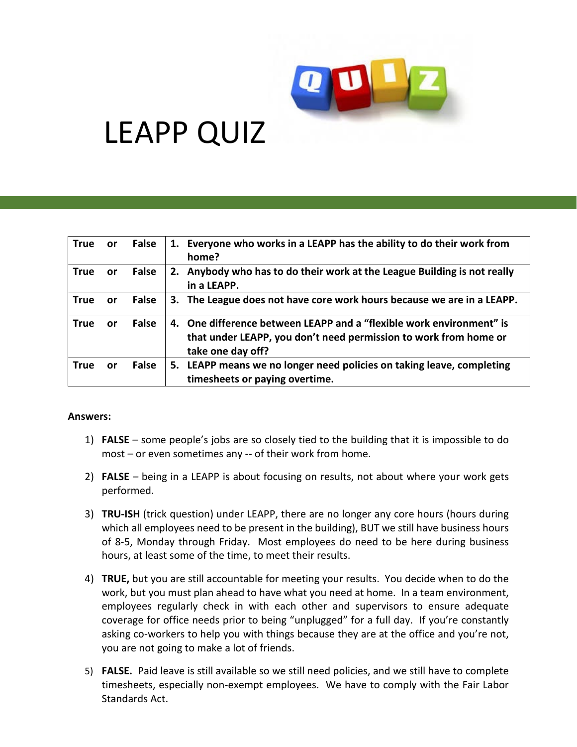# LEAPP QUIZ

| True | or | False | Question |
|---|---|---|---|
| **True** | **or** | **False** | **1. Everyone who works in a LEAPP has the ability to do their work from home?** |
| **True** | **or** | **False** | **2. Anybody who has to do their work at the League Building is not really in a LEAPP.** |
| **True** | **or** | **False** | **3. The League does not have core work hours because we are in a LEAPP.** |
| **True** | **or** | **False** | **4. One difference between LEAPP and a "flexible work environment" is that under LEAPP, you don't need permission to work from home or take one day off?** |
| **True** | **or** | **False** | **5. LEAPP means we no longer need policies on taking leave, completing timesheets or paying overtime.** |

**Answers:**

1) **FALSE** – some people's jobs are so closely tied to the building that it is impossible to do most – or even sometimes any -- of their work from home.

2) **FALSE** – being in a LEAPP is about focusing on results, not about where your work gets performed.

3) **TRU-ISH** (trick question) under LEAPP, there are no longer any core hours (hours during which all employees need to be present in the building), BUT we still have business hours of 8-5, Monday through Friday. Most employees do need to be here during business hours, at least some of the time, to meet their results.

4) **TRUE,** but you are still accountable for meeting your results. You decide when to do the work, but you must plan ahead to have what you need at home. In a team environment, employees regularly check in with each other and supervisors to ensure adequate coverage for office needs prior to being "unplugged" for a full day. If you're constantly asking co-workers to help you with things because they are at the office and you're not, you are not going to make a lot of friends.

5) **FALSE.** Paid leave is still available so we still need policies, and we still have to complete timesheets, especially non-exempt employees. We have to comply with the Fair Labor Standards Act.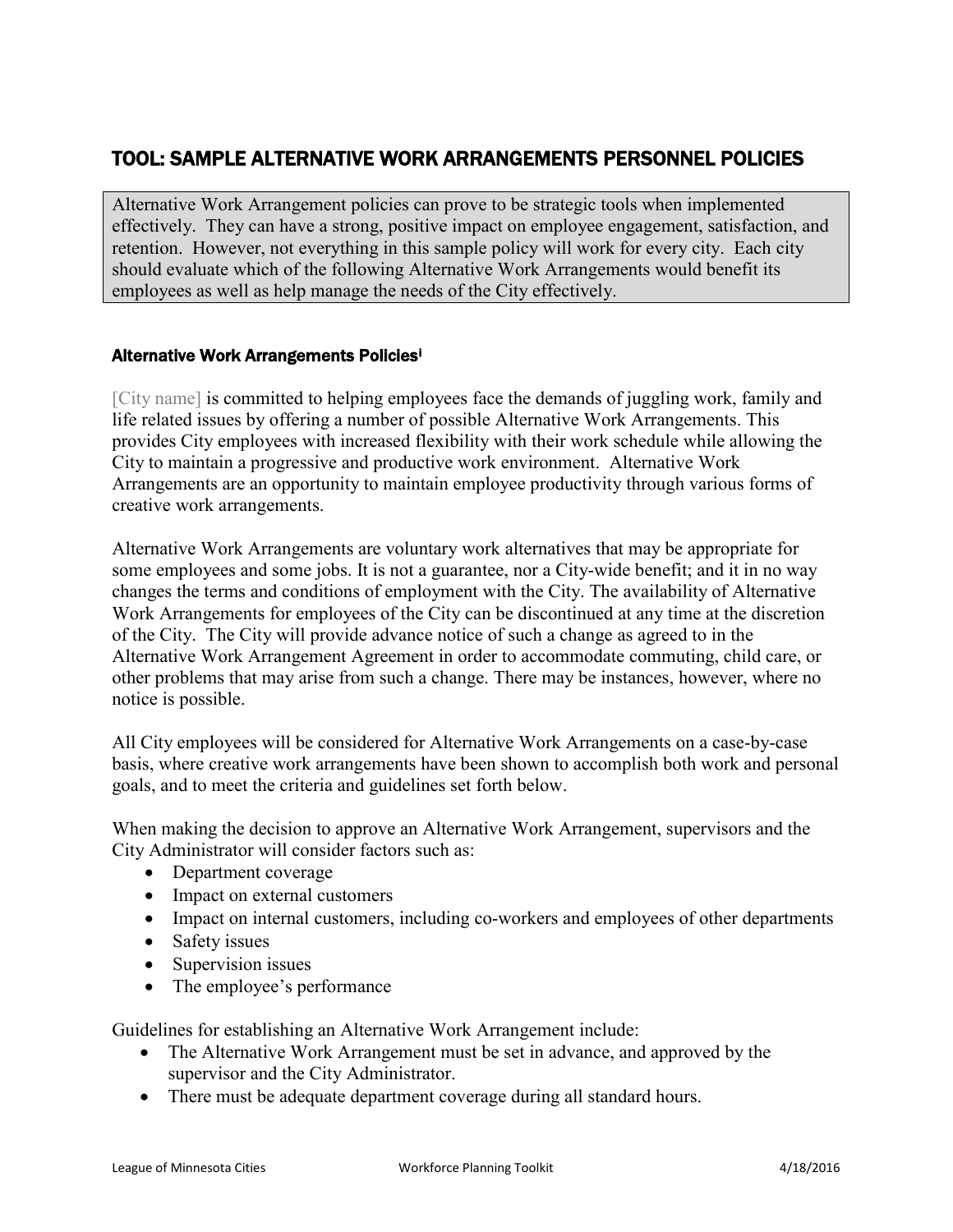## TOOL: SAMPLE ALTERNATIVE WORK ARRANGEMENTS PERSONNEL POLICIES

> Alternative Work Arrangement policies can prove to be strategic tools when implemented effectively. They can have a strong, positive impact on employee engagement, satisfaction, and retention. However, not everything in this sample policy will work for every city. Each city should evaluate which of the following Alternative Work Arrangements would benefit its employees as well as help manage the needs of the City effectively.

### Alternative Work Arrangements Policies[i]

[City name] is committed to helping employees face the demands of juggling work, family and life related issues by offering a number of possible Alternative Work Arrangements. This provides City employees with increased flexibility with their work schedule while allowing the City to maintain a progressive and productive work environment. Alternative Work Arrangements are an opportunity to maintain employee productivity through various forms of creative work arrangements.

Alternative Work Arrangements are voluntary work alternatives that may be appropriate for some employees and some jobs. It is not a guarantee, nor a City-wide benefit; and it in no way changes the terms and conditions of employment with the City. The availability of Alternative Work Arrangements for employees of the City can be discontinued at any time at the discretion of the City. The City will provide advance notice of such a change as agreed to in the Alternative Work Arrangement Agreement in order to accommodate commuting, child care, or other problems that may arise from such a change. There may be instances, however, where no notice is possible.

All City employees will be considered for Alternative Work Arrangements on a case-by-case basis, where creative work arrangements have been shown to accomplish both work and personal goals, and to meet the criteria and guidelines set forth below.

When making the decision to approve an Alternative Work Arrangement, supervisors and the City Administrator will consider factors such as:

- Department coverage
- Impact on external customers
- Impact on internal customers, including co-workers and employees of other departments
- Safety issues
- Supervision issues
- The employee's performance

Guidelines for establishing an Alternative Work Arrangement include:

- The Alternative Work Arrangement must be set in advance, and approved by the supervisor and the City Administrator.
- There must be adequate department coverage during all standard hours.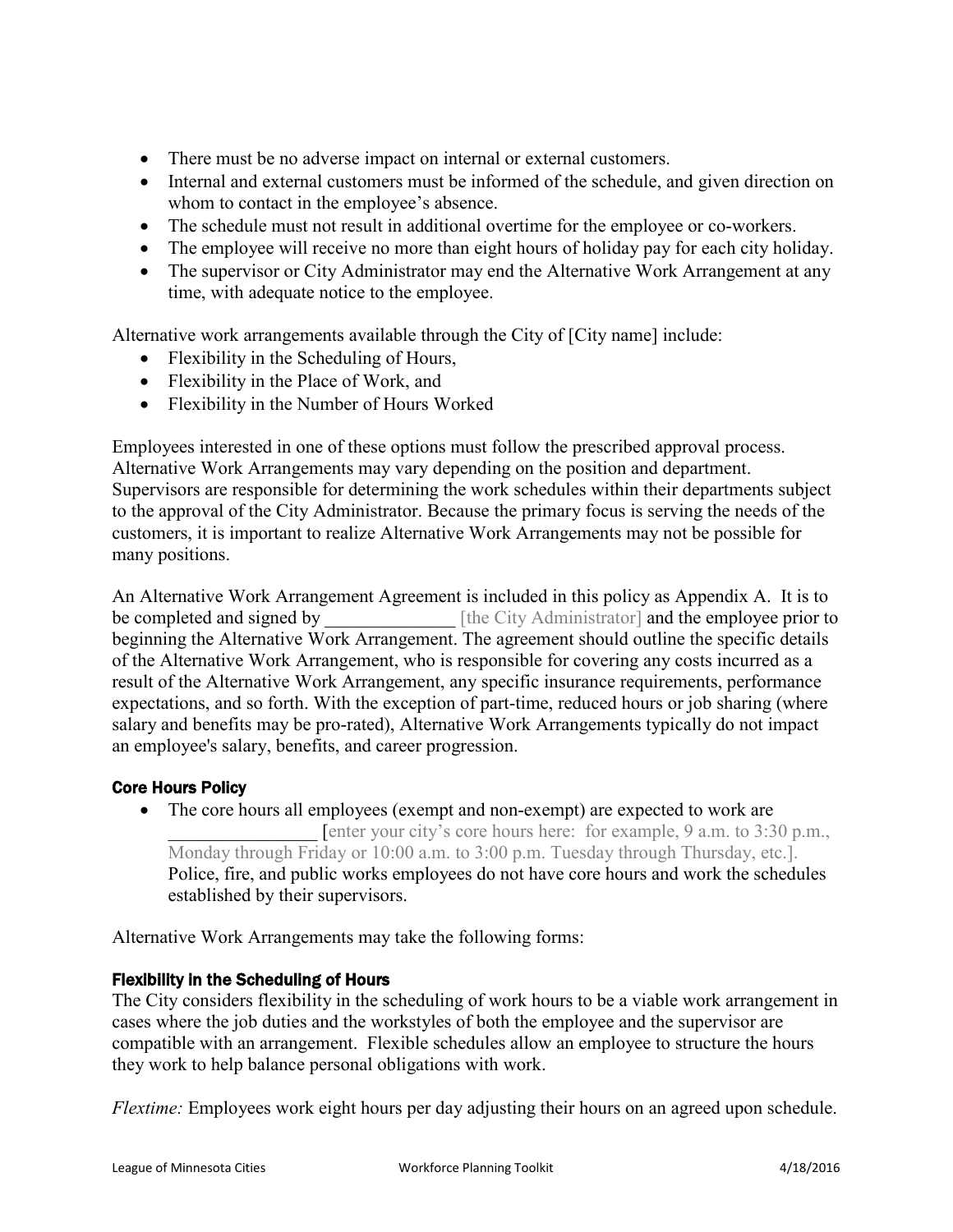- There must be no adverse impact on internal or external customers.
- Internal and external customers must be informed of the schedule, and given direction on whom to contact in the employee's absence.
- The schedule must not result in additional overtime for the employee or co-workers.
- The employee will receive no more than eight hours of holiday pay for each city holiday.
- The supervisor or City Administrator may end the Alternative Work Arrangement at any time, with adequate notice to the employee.

Alternative work arrangements available through the City of [City name] include:

- Flexibility in the Scheduling of Hours,
- Flexibility in the Place of Work, and
- Flexibility in the Number of Hours Worked

Employees interested in one of these options must follow the prescribed approval process. Alternative Work Arrangements may vary depending on the position and department. Supervisors are responsible for determining the work schedules within their departments subject to the approval of the City Administrator. Because the primary focus is serving the needs of the customers, it is important to realize Alternative Work Arrangements may not be possible for many positions.

An Alternative Work Arrangement Agreement is included in this policy as Appendix A. It is to be completed and signed by ______________ [the City Administrator] and the employee prior to beginning the Alternative Work Arrangement. The agreement should outline the specific details of the Alternative Work Arrangement, who is responsible for covering any costs incurred as a result of the Alternative Work Arrangement, any specific insurance requirements, performance expectations, and so forth. With the exception of part-time, reduced hours or job sharing (where salary and benefits may be pro-rated), Alternative Work Arrangements typically do not impact an employee's salary, benefits, and career progression.

#### Core Hours Policy

- The core hours all employees (exempt and non-exempt) are expected to work are ________________ [enter your city's core hours here: for example, 9 a.m. to 3:30 p.m., Monday through Friday or 10:00 a.m. to 3:00 p.m. Tuesday through Thursday, etc.]. Police, fire, and public works employees do not have core hours and work the schedules established by their supervisors.

Alternative Work Arrangements may take the following forms:

#### Flexibility in the Scheduling of Hours

The City considers flexibility in the scheduling of work hours to be a viable work arrangement in cases where the job duties and the workstyles of both the employee and the supervisor are compatible with an arrangement. Flexible schedules allow an employee to structure the hours they work to help balance personal obligations with work.

*Flextime:* Employees work eight hours per day adjusting their hours on an agreed upon schedule.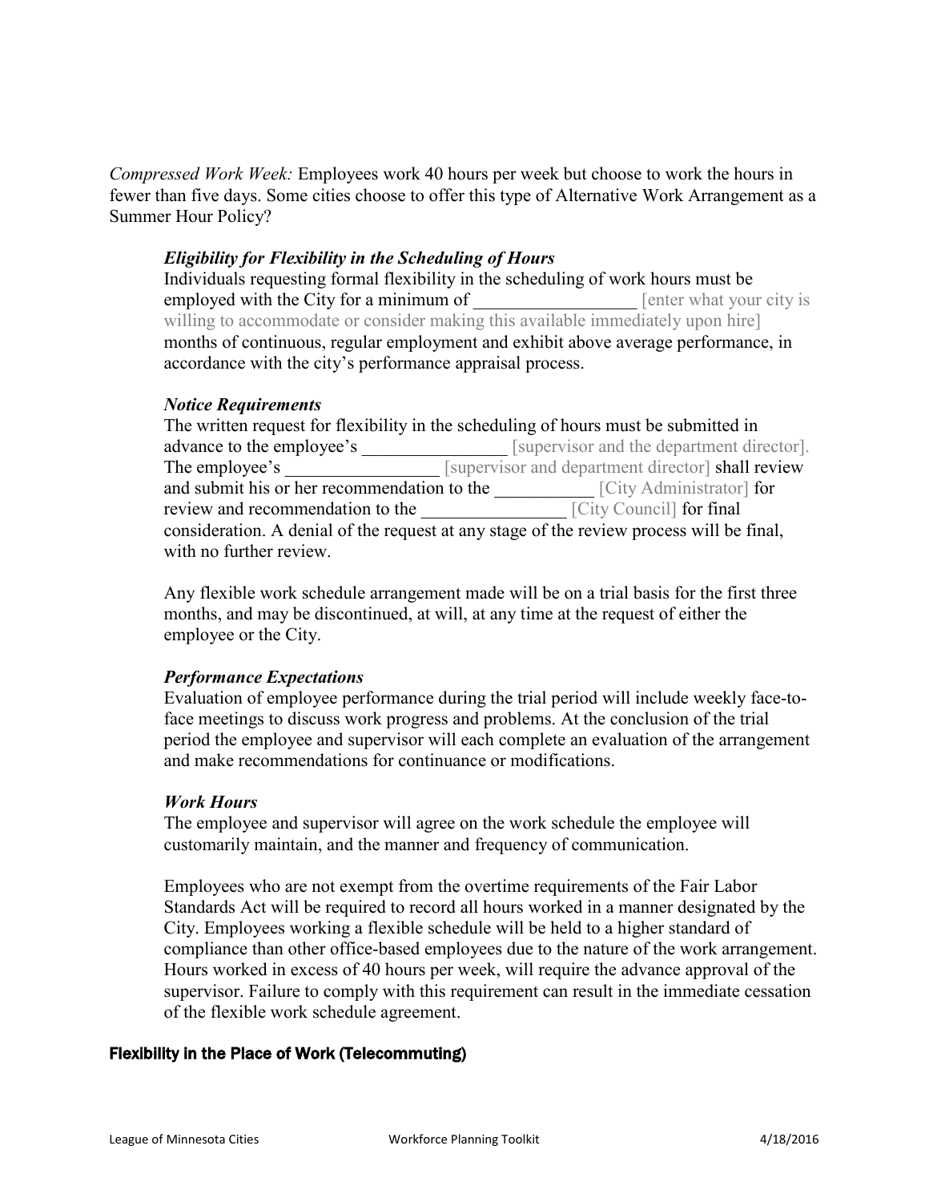*Compressed Work Week:* Employees work 40 hours per week but choose to work the hours in fewer than five days. Some cities choose to offer this type of Alternative Work Arrangement as a Summer Hour Policy?

### *Eligibility for Flexibility in the Scheduling of Hours*

Individuals requesting formal flexibility in the scheduling of work hours must be employed with the City for a minimum of __________________ [enter what your city is willing to accommodate or consider making this available immediately upon hire] months of continuous, regular employment and exhibit above average performance, in accordance with the city's performance appraisal process.

### *Notice Requirements*

The written request for flexibility in the scheduling of hours must be submitted in advance to the employee's ________________ [supervisor and the department director]. The employee's _________________ [supervisor and department director] shall review and submit his or her recommendation to the ___________ [City Administrator] for review and recommendation to the ________________ [City Council] for final consideration. A denial of the request at any stage of the review process will be final, with no further review.

Any flexible work schedule arrangement made will be on a trial basis for the first three months, and may be discontinued, at will, at any time at the request of either the employee or the City.

### *Performance Expectations*

Evaluation of employee performance during the trial period will include weekly face-to-face meetings to discuss work progress and problems. At the conclusion of the trial period the employee and supervisor will each complete an evaluation of the arrangement and make recommendations for continuance or modifications.

### *Work Hours*

The employee and supervisor will agree on the work schedule the employee will customarily maintain, and the manner and frequency of communication.

Employees who are not exempt from the overtime requirements of the Fair Labor Standards Act will be required to record all hours worked in a manner designated by the City. Employees working a flexible schedule will be held to a higher standard of compliance than other office-based employees due to the nature of the work arrangement. Hours worked in excess of 40 hours per week, will require the advance approval of the supervisor. Failure to comply with this requirement can result in the immediate cessation of the flexible work schedule agreement.

## Flexibility in the Place of Work (Telecommuting)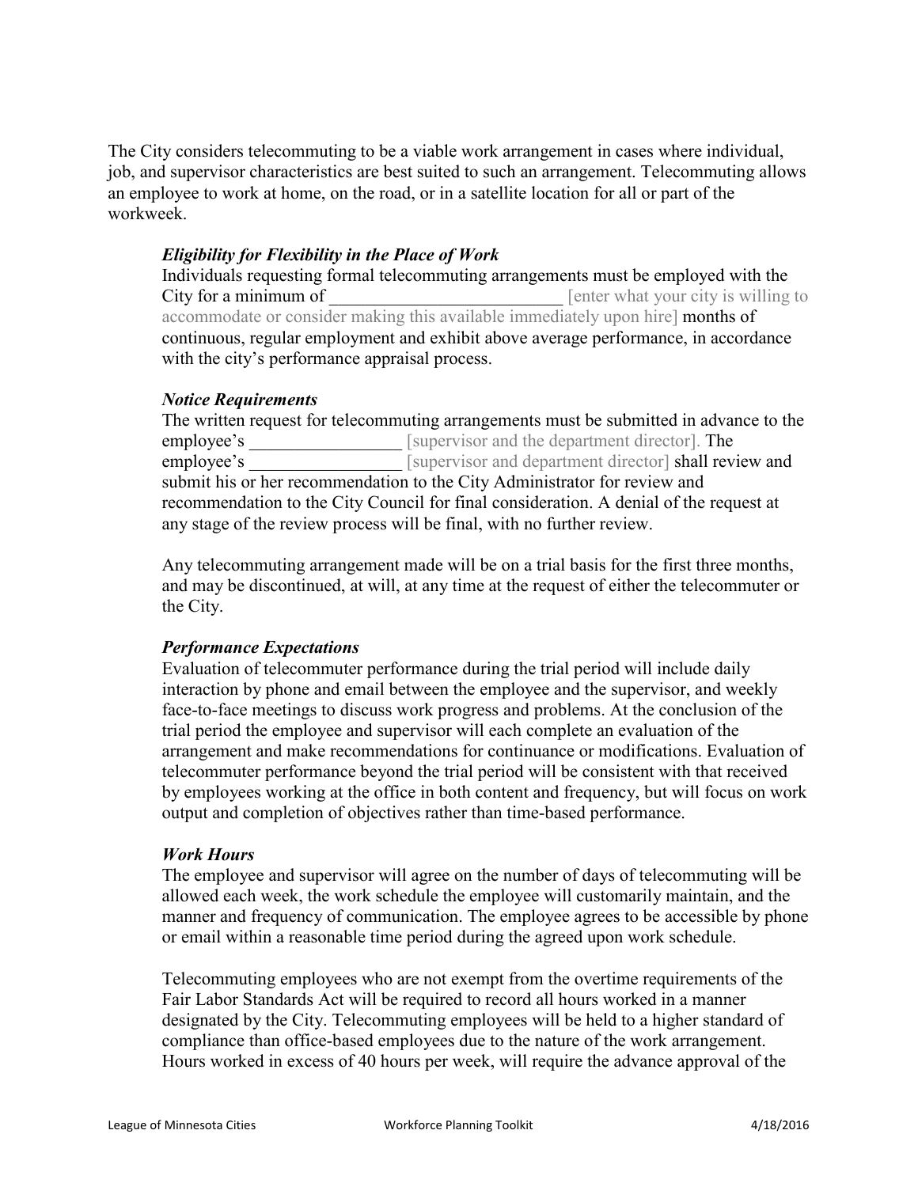The City considers telecommuting to be a viable work arrangement in cases where individual, job, and supervisor characteristics are best suited to such an arrangement. Telecommuting allows an employee to work at home, on the road, or in a satellite location for all or part of the workweek.

### *Eligibility for Flexibility in the Place of Work*

Individuals requesting formal telecommuting arrangements must be employed with the City for a minimum of __________________________ [enter what your city is willing to accommodate or consider making this available immediately upon hire] months of continuous, regular employment and exhibit above average performance, in accordance with the city's performance appraisal process.

### *Notice Requirements*

The written request for telecommuting arrangements must be submitted in advance to the employee's _________________ [supervisor and the department director]. The employee's _________________ [supervisor and department director] shall review and submit his or her recommendation to the City Administrator for review and recommendation to the City Council for final consideration. A denial of the request at any stage of the review process will be final, with no further review.

Any telecommuting arrangement made will be on a trial basis for the first three months, and may be discontinued, at will, at any time at the request of either the telecommuter or the City.

### *Performance Expectations*

Evaluation of telecommuter performance during the trial period will include daily interaction by phone and email between the employee and the supervisor, and weekly face-to-face meetings to discuss work progress and problems. At the conclusion of the trial period the employee and supervisor will each complete an evaluation of the arrangement and make recommendations for continuance or modifications. Evaluation of telecommuter performance beyond the trial period will be consistent with that received by employees working at the office in both content and frequency, but will focus on work output and completion of objectives rather than time-based performance.

### *Work Hours*

The employee and supervisor will agree on the number of days of telecommuting will be allowed each week, the work schedule the employee will customarily maintain, and the manner and frequency of communication. The employee agrees to be accessible by phone or email within a reasonable time period during the agreed upon work schedule.

Telecommuting employees who are not exempt from the overtime requirements of the Fair Labor Standards Act will be required to record all hours worked in a manner designated by the City. Telecommuting employees will be held to a higher standard of compliance than office-based employees due to the nature of the work arrangement. Hours worked in excess of 40 hours per week, will require the advance approval of the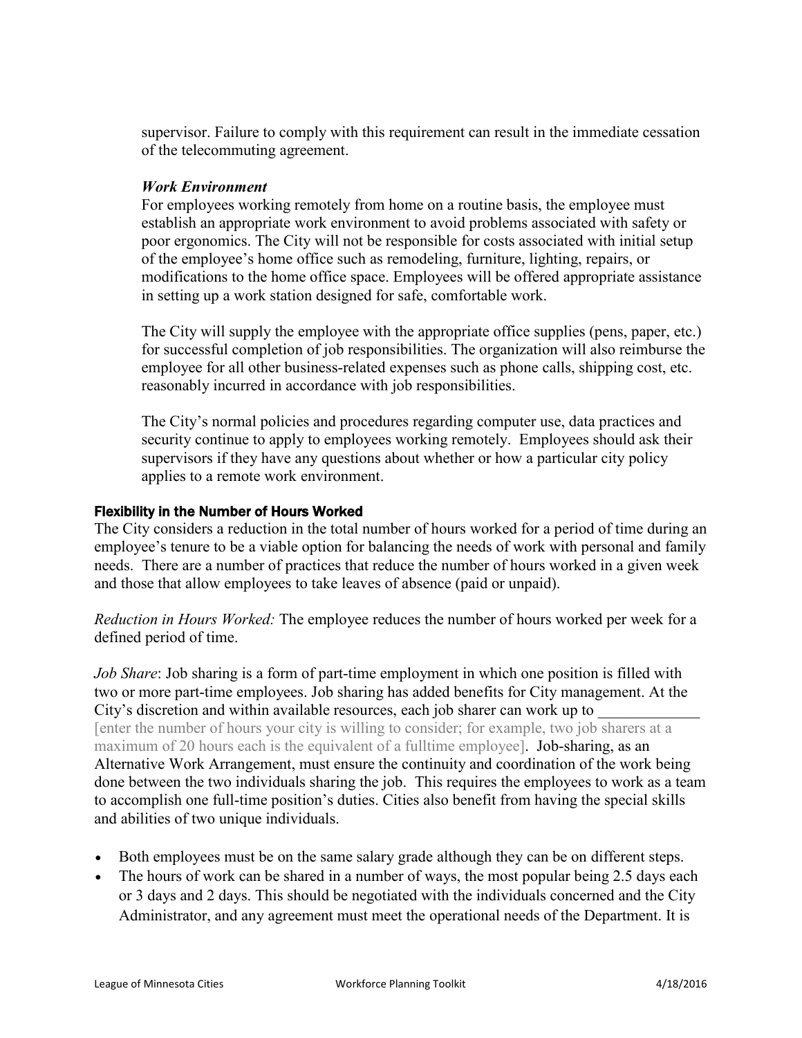supervisor. Failure to comply with this requirement can result in the immediate cessation of the telecommuting agreement.

***Work Environment***

For employees working remotely from home on a routine basis, the employee must establish an appropriate work environment to avoid problems associated with safety or poor ergonomics. The City will not be responsible for costs associated with initial setup of the employee's home office such as remodeling, furniture, lighting, repairs, or modifications to the home office space. Employees will be offered appropriate assistance in setting up a work station designed for safe, comfortable work.

The City will supply the employee with the appropriate office supplies (pens, paper, etc.) for successful completion of job responsibilities. The organization will also reimburse the employee for all other business-related expenses such as phone calls, shipping cost, etc. reasonably incurred in accordance with job responsibilities.

The City's normal policies and procedures regarding computer use, data practices and security continue to apply to employees working remotely. Employees should ask their supervisors if they have any questions about whether or how a particular city policy applies to a remote work environment.

### Flexibility in the Number of Hours Worked

The City considers a reduction in the total number of hours worked for a period of time during an employee's tenure to be a viable option for balancing the needs of work with personal and family needs. There are a number of practices that reduce the number of hours worked in a given week and those that allow employees to take leaves of absence (paid or unpaid).

*Reduction in Hours Worked:* The employee reduces the number of hours worked per week for a defined period of time.

*Job Share*: Job sharing is a form of part-time employment in which one position is filled with two or more part-time employees. Job sharing has added benefits for City management. At the City's discretion and within available resources, each job sharer can work up to ____________ [enter the number of hours your city is willing to consider; for example, two job sharers at a maximum of 20 hours each is the equivalent of a fulltime employee]. Job-sharing, as an Alternative Work Arrangement, must ensure the continuity and coordination of the work being done between the two individuals sharing the job. This requires the employees to work as a team to accomplish one full-time position's duties. Cities also benefit from having the special skills and abilities of two unique individuals.

- Both employees must be on the same salary grade although they can be on different steps.
- The hours of work can be shared in a number of ways, the most popular being 2.5 days each or 3 days and 2 days. This should be negotiated with the individuals concerned and the City Administrator, and any agreement must meet the operational needs of the Department. It is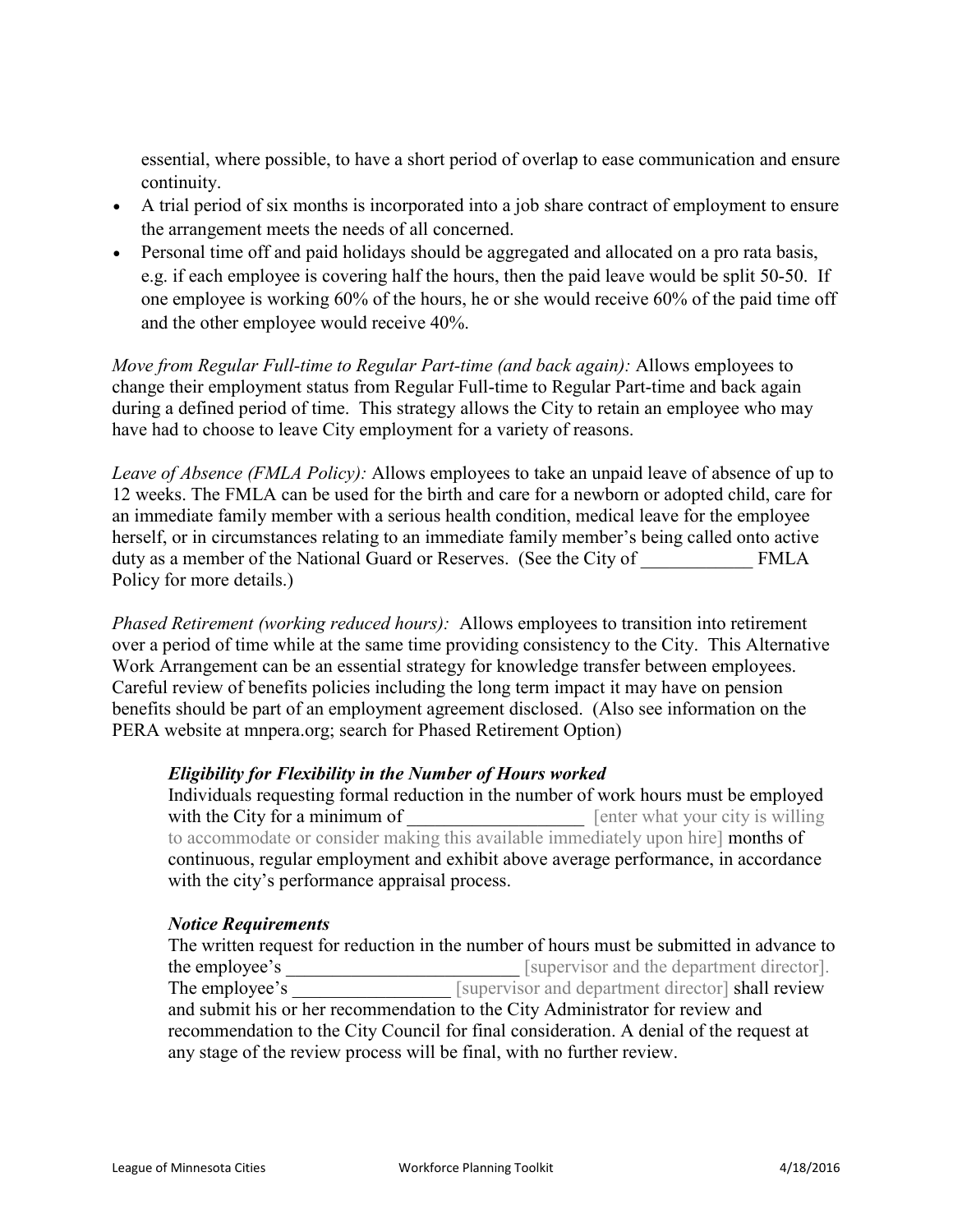essential, where possible, to have a short period of overlap to ease communication and ensure continuity.

- A trial period of six months is incorporated into a job share contract of employment to ensure the arrangement meets the needs of all concerned.
- Personal time off and paid holidays should be aggregated and allocated on a pro rata basis, e.g. if each employee is covering half the hours, then the paid leave would be split 50-50. If one employee is working 60% of the hours, he or she would receive 60% of the paid time off and the other employee would receive 40%.

*Move from Regular Full-time to Regular Part-time (and back again):* Allows employees to change their employment status from Regular Full-time to Regular Part-time and back again during a defined period of time. This strategy allows the City to retain an employee who may have had to choose to leave City employment for a variety of reasons.

*Leave of Absence (FMLA Policy):* Allows employees to take an unpaid leave of absence of up to 12 weeks. The FMLA can be used for the birth and care for a newborn or adopted child, care for an immediate family member with a serious health condition, medical leave for the employee herself, or in circumstances relating to an immediate family member's being called onto active duty as a member of the National Guard or Reserves. (See the City of ____________ FMLA Policy for more details.)

*Phased Retirement (working reduced hours):* Allows employees to transition into retirement over a period of time while at the same time providing consistency to the City. This Alternative Work Arrangement can be an essential strategy for knowledge transfer between employees. Careful review of benefits policies including the long term impact it may have on pension benefits should be part of an employment agreement disclosed. (Also see information on the PERA website at mnpera.org; search for Phased Retirement Option)

***Eligibility for Flexibility in the Number of Hours worked***

Individuals requesting formal reduction in the number of work hours must be employed with the City for a minimum of ___________________ [enter what your city is willing to accommodate or consider making this available immediately upon hire] months of continuous, regular employment and exhibit above average performance, in accordance with the city's performance appraisal process.

***Notice Requirements***

The written request for reduction in the number of hours must be submitted in advance to the employee's _________________________ [supervisor and the department director]. The employee's _________________ [supervisor and department director] shall review and submit his or her recommendation to the City Administrator for review and recommendation to the City Council for final consideration. A denial of the request at any stage of the review process will be final, with no further review.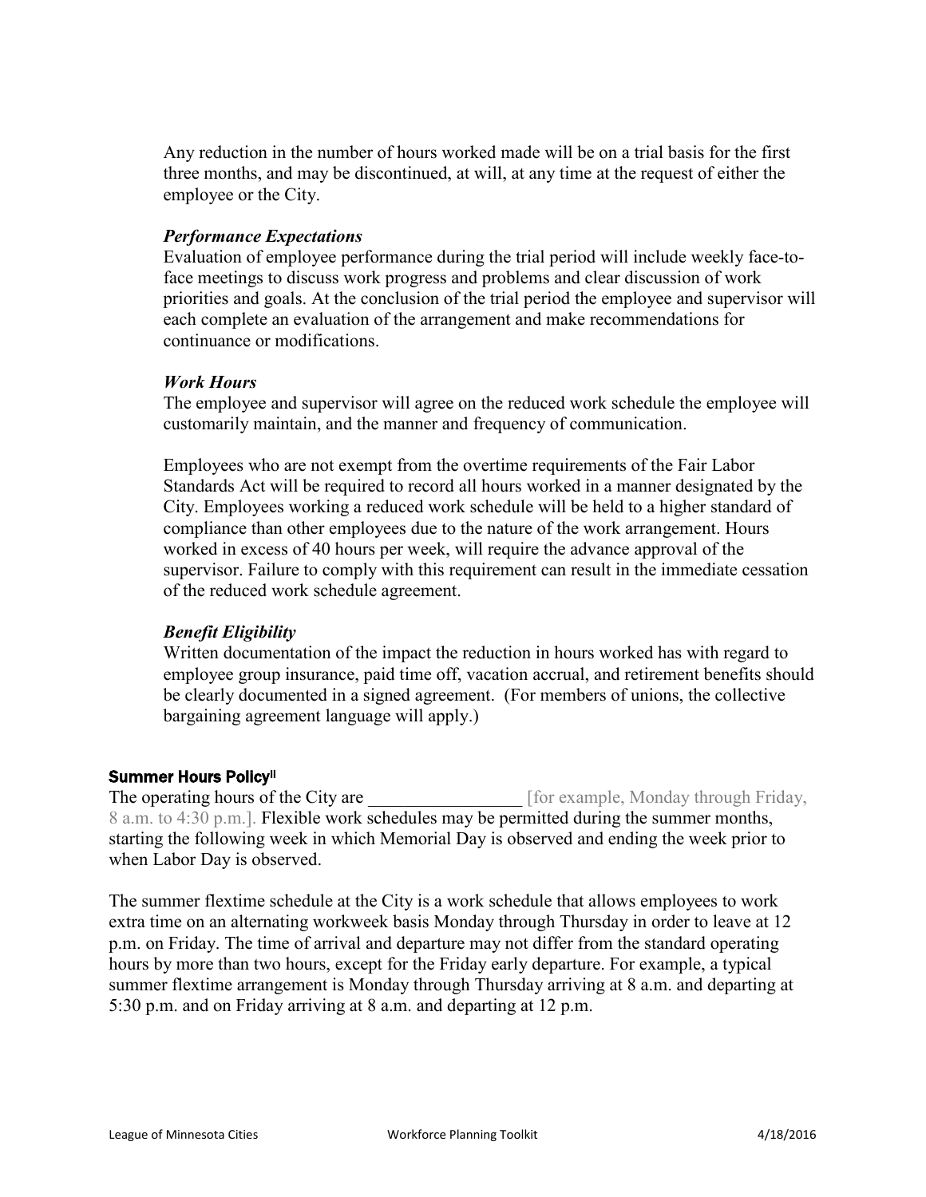Any reduction in the number of hours worked made will be on a trial basis for the first three months, and may be discontinued, at will, at any time at the request of either the employee or the City.

***Performance Expectations***

Evaluation of employee performance during the trial period will include weekly face-to-face meetings to discuss work progress and problems and clear discussion of work priorities and goals. At the conclusion of the trial period the employee and supervisor will each complete an evaluation of the arrangement and make recommendations for continuance or modifications.

***Work Hours***

The employee and supervisor will agree on the reduced work schedule the employee will customarily maintain, and the manner and frequency of communication.

Employees who are not exempt from the overtime requirements of the Fair Labor Standards Act will be required to record all hours worked in a manner designated by the City. Employees working a reduced work schedule will be held to a higher standard of compliance than other employees due to the nature of the work arrangement. Hours worked in excess of 40 hours per week, will require the advance approval of the supervisor. Failure to comply with this requirement can result in the immediate cessation of the reduced work schedule agreement.

***Benefit Eligibility***

Written documentation of the impact the reduction in hours worked has with regard to employee group insurance, paid time off, vacation accrual, and retirement benefits should be clearly documented in a signed agreement. (For members of unions, the collective bargaining agreement language will apply.)

## Summer Hours Policy[ii]

The operating hours of the City are _________________ [for example, Monday through Friday, 8 a.m. to 4:30 p.m.]. Flexible work schedules may be permitted during the summer months, starting the following week in which Memorial Day is observed and ending the week prior to when Labor Day is observed.

The summer flextime schedule at the City is a work schedule that allows employees to work extra time on an alternating workweek basis Monday through Thursday in order to leave at 12 p.m. on Friday. The time of arrival and departure may not differ from the standard operating hours by more than two hours, except for the Friday early departure. For example, a typical summer flextime arrangement is Monday through Thursday arriving at 8 a.m. and departing at 5:30 p.m. and on Friday arriving at 8 a.m. and departing at 12 p.m.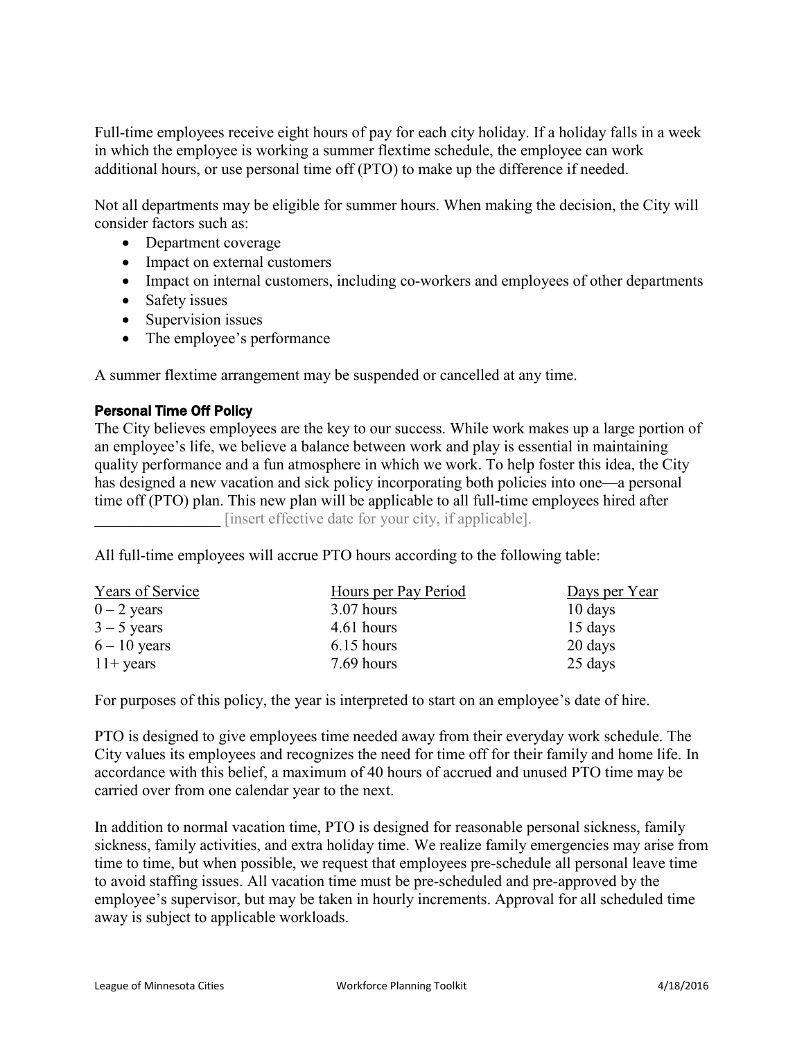Full-time employees receive eight hours of pay for each city holiday. If a holiday falls in a week in which the employee is working a summer flextime schedule, the employee can work additional hours, or use personal time off (PTO) to make up the difference if needed.

Not all departments may be eligible for summer hours. When making the decision, the City will consider factors such as:

- Department coverage
- Impact on external customers
- Impact on internal customers, including co-workers and employees of other departments
- Safety issues
- Supervision issues
- The employee's performance

A summer flextime arrangement may be suspended or cancelled at any time.

### Personal Time Off Policy

The City believes employees are the key to our success. While work makes up a large portion of an employee's life, we believe a balance between work and play is essential in maintaining quality performance and a fun atmosphere in which we work. To help foster this idea, the City has designed a new vacation and sick policy incorporating both policies into one—a personal time off (PTO) plan. This new plan will be applicable to all full-time employees hired after ________________ [insert effective date for your city, if applicable].

All full-time employees will accrue PTO hours according to the following table:

| Years of Service | Hours per Pay Period | Days per Year |
|---|---|---|
| 0 – 2 years | 3.07 hours | 10 days |
| 3 – 5 years | 4.61 hours | 15 days |
| 6 – 10 years | 6.15 hours | 20 days |
| 11+ years | 7.69 hours | 25 days |

For purposes of this policy, the year is interpreted to start on an employee's date of hire.

PTO is designed to give employees time needed away from their everyday work schedule. The City values its employees and recognizes the need for time off for their family and home life. In accordance with this belief, a maximum of 40 hours of accrued and unused PTO time may be carried over from one calendar year to the next.

In addition to normal vacation time, PTO is designed for reasonable personal sickness, family sickness, family activities, and extra holiday time. We realize family emergencies may arise from time to time, but when possible, we request that employees pre-schedule all personal leave time to avoid staffing issues. All vacation time must be pre-scheduled and pre-approved by the employee's supervisor, but may be taken in hourly increments. Approval for all scheduled time away is subject to applicable workloads.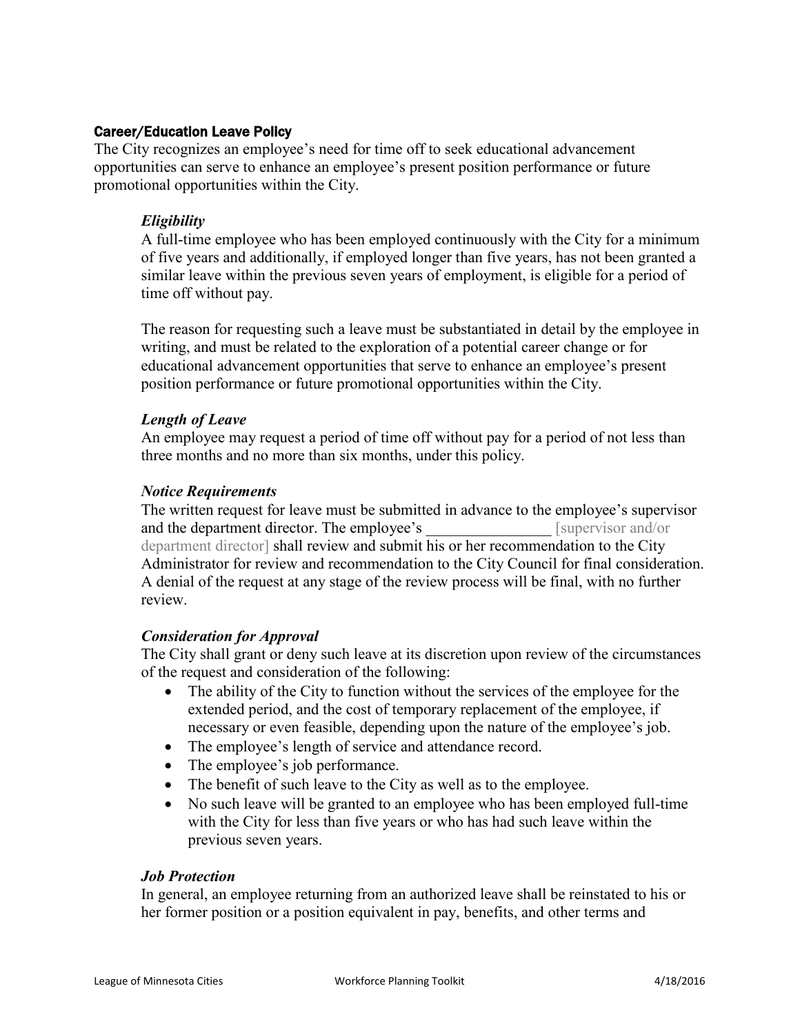## Career/Education Leave Policy

The City recognizes an employee's need for time off to seek educational advancement opportunities can serve to enhance an employee's present position performance or future promotional opportunities within the City.

### *Eligibility*

A full-time employee who has been employed continuously with the City for a minimum of five years and additionally, if employed longer than five years, has not been granted a similar leave within the previous seven years of employment, is eligible for a period of time off without pay.

The reason for requesting such a leave must be substantiated in detail by the employee in writing, and must be related to the exploration of a potential career change or for educational advancement opportunities that serve to enhance an employee's present position performance or future promotional opportunities within the City.

### *Length of Leave*

An employee may request a period of time off without pay for a period of not less than three months and no more than six months, under this policy.

### *Notice Requirements*

The written request for leave must be submitted in advance to the employee's supervisor and the department director. The employee's ________________ [supervisor and/or department director] shall review and submit his or her recommendation to the City Administrator for review and recommendation to the City Council for final consideration. A denial of the request at any stage of the review process will be final, with no further review.

### *Consideration for Approval*

The City shall grant or deny such leave at its discretion upon review of the circumstances of the request and consideration of the following:

- The ability of the City to function without the services of the employee for the extended period, and the cost of temporary replacement of the employee, if necessary or even feasible, depending upon the nature of the employee's job.
- The employee's length of service and attendance record.
- The employee's job performance.
- The benefit of such leave to the City as well as to the employee.
- No such leave will be granted to an employee who has been employed full-time with the City for less than five years or who has had such leave within the previous seven years.

### *Job Protection*

In general, an employee returning from an authorized leave shall be reinstated to his or her former position or a position equivalent in pay, benefits, and other terms and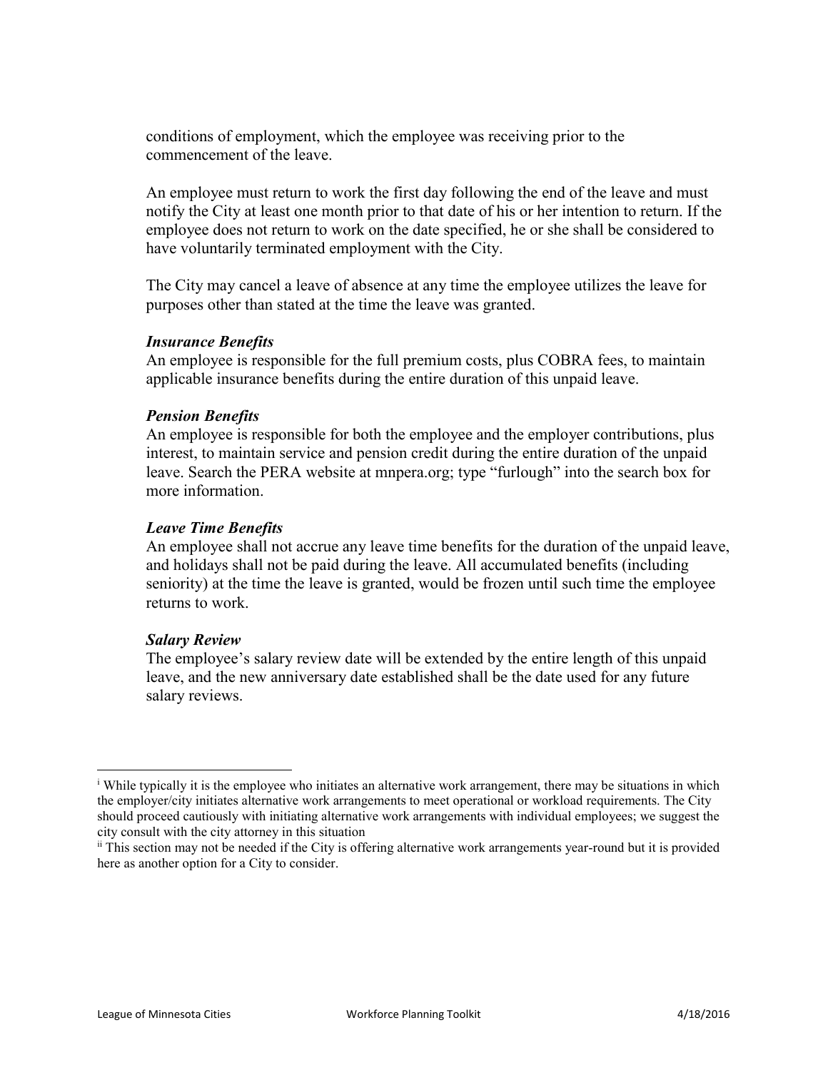conditions of employment, which the employee was receiving prior to the commencement of the leave.

An employee must return to work the first day following the end of the leave and must notify the City at least one month prior to that date of his or her intention to return. If the employee does not return to work on the date specified, he or she shall be considered to have voluntarily terminated employment with the City.

The City may cancel a leave of absence at any time the employee utilizes the leave for purposes other than stated at the time the leave was granted.

***Insurance Benefits***
An employee is responsible for the full premium costs, plus COBRA fees, to maintain applicable insurance benefits during the entire duration of this unpaid leave.

***Pension Benefits***
An employee is responsible for both the employee and the employer contributions, plus interest, to maintain service and pension credit during the entire duration of the unpaid leave. Search the PERA website at mnpera.org; type "furlough" into the search box for more information.

***Leave Time Benefits***
An employee shall not accrue any leave time benefits for the duration of the unpaid leave, and holidays shall not be paid during the leave. All accumulated benefits (including seniority) at the time the leave is granted, would be frozen until such time the employee returns to work.

***Salary Review***
The employee's salary review date will be extended by the entire length of this unpaid leave, and the new anniversary date established shall be the date used for any future salary reviews.

---

[i] While typically it is the employee who initiates an alternative work arrangement, there may be situations in which the employer/city initiates alternative work arrangements to meet operational or workload requirements. The City should proceed cautiously with initiating alternative work arrangements with individual employees; we suggest the city consult with the city attorney in this situation

[ii] This section may not be needed if the City is offering alternative work arrangements year-round but it is provided here as another option for a City to consider.